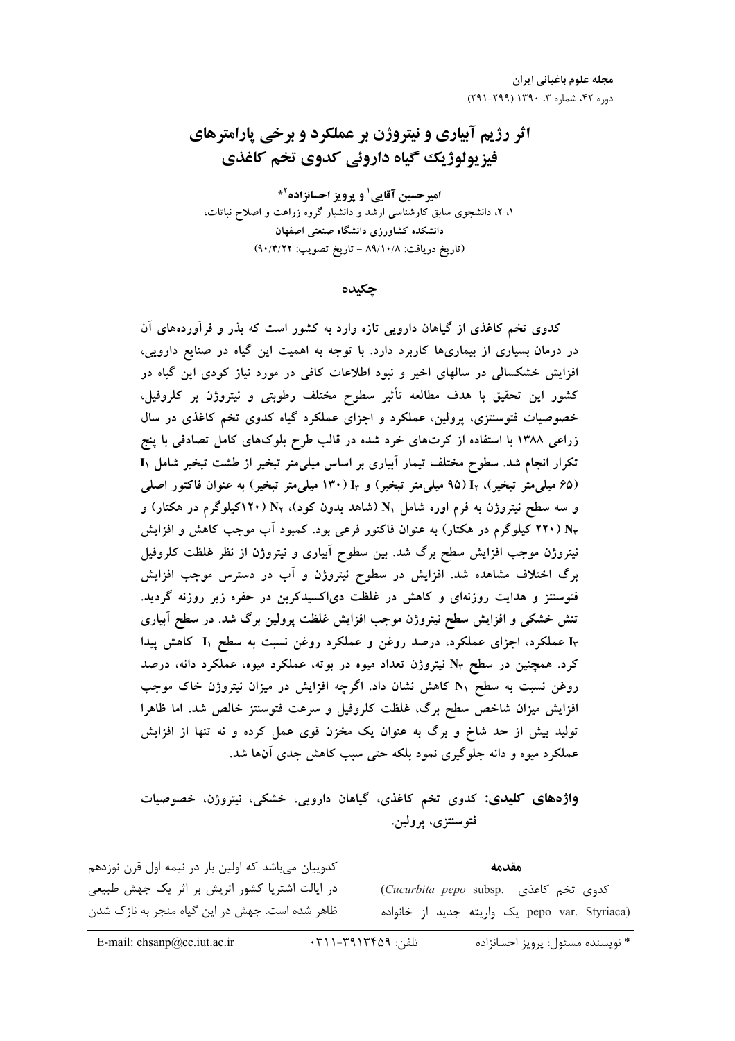# اثر رژیم آبیاری و نیتروژن بر عملکرد و برخی پارامترهای فیزیولوژیک گیاه داروئی کدوی تخم کاغذی

**امیرحسین آقایی[1] و پرویز احسانزاده[2]***

۱، ۲، دانشجوی سابق کارشناسی ارشد و دانشیار گروه زراعت و اصلاح نباتات، دانشکده کشاورزی دانشگاه صنعتی اصفهان

(تاریخ دریافت: ۸۹/۱۰/۸ - تاریخ تصویب: ۹۰/۳/۲۲)

## چکیده

کدوی تخم کاغذی از گیاهان دارویی تازه وارد به کشور است که بذر و فرآورده‌های آن در درمان بسیاری از بیماری‌ها کاربرد دارد. با توجه به اهمیت این گیاه در صنایع دارویی، افزایش خشکسالی در سالهای اخیر و نبود اطلاعات کافی در مورد نیاز کودی این گیاه در کشور این تحقیق با هدف مطالعه تأثیر سطوح مختلف رطوبتی و نیتروژن بر کلروفیل، خصوصیات فتوسنتزی، پرولین، عملکرد و اجزای عملکرد گیاه کدوی تخم کاغذی در سال زراعی ۱۳۸۸ با استفاده از کرت‌های خرد شده در قالب طرح بلوک‌های کامل تصادفی با پنج تکرار انجام شد. سطوح مختلف تیمار آبیاری بر اساس میلی‌متر تبخیر از طشت تبخیر شامل $I_1$ (۶۵ میلی‌متر تبخیر)، $I_2$ (۹۵ میلی‌متر تبخیر) و $I_3$ (۱۳۰ میلی‌متر تبخیر) به عنوان فاکتور اصلی و سه سطح نیتروژن به فرم اوره شامل $N_1$ (شاهد بدون کود)، $N_2$ (۱۲۰کیلوگرم در هکتار) و $N_3$ (۲۲۰ کیلوگرم در هکتار) به عنوان فاکتور فرعی بود. کمبود آب موجب کاهش و افزایش نیتروژن موجب افزایش سطح برگ شد. بین سطوح آبیاری و نیتروژن از نظر غلظت کلروفیل برگ اختلاف مشاهده شد. افزایش در سطوح نیتروژن و آب در دسترس موجب افزایش فتوسنتز و هدایت روزنه‌ای و کاهش در غلظت دی‌اکسیدکربن در حفره زیر روزنه گردید. تنش خشکی و افزایش سطح نیتروژن موجب افزایش غلظت پرولین برگ شد. در سطح آبیاری $I_3$ عملکرد، اجزای عملکرد، درصد روغن و عملکرد روغن نسبت به سطح $I_1$ کاهش پیدا کرد. همچنین در سطح $N_3$ نیتروژن تعداد میوه در بوته، عملکرد میوه، عملکرد دانه، درصد روغن نسبت به سطح $N_1$ کاهش نشان داد. اگرچه افزایش در میزان نیتروژن خاک موجب افزایش میزان شاخص سطح برگ، غلظت کلروفیل و سرعت فتوسنتز خالص شد، اما ظاهرا تولید بیش از حد شاخ و برگ به عنوان یک مخزن قوی عمل کرده و نه تنها از افزایش عملکرد میوه و دانه جلوگیری نمود بلکه حتی سبب کاهش جدی آن‌ها شد.

**واژه‌های کلیدی:** کدوی تخم کاغذی، گیاهان دارویی، خشکی، نیتروژن، خصوصیات فتوسنتزی، پرولین.

## مقدمه

کدوی تخم کاغذی (*Cucurbita pepo* subsp. pepo var. Styriaca) یک واریته جدید از خانواده کدوییان می‌باشد که اولین بار در نیمه اول قرن نوزدهم در ایالت اشتریا کشور اتریش بر اثر یک جهش طبیعی ظاهر شده است. جهش در این گیاه منجر به نازک شدن

\* نویسنده مسئول: پرویز احسانزاده    تلفن: ۰۳۱۱-۳۹۱۳۴۵۹    E-mail: ehsanp@cc.iut.ac.ir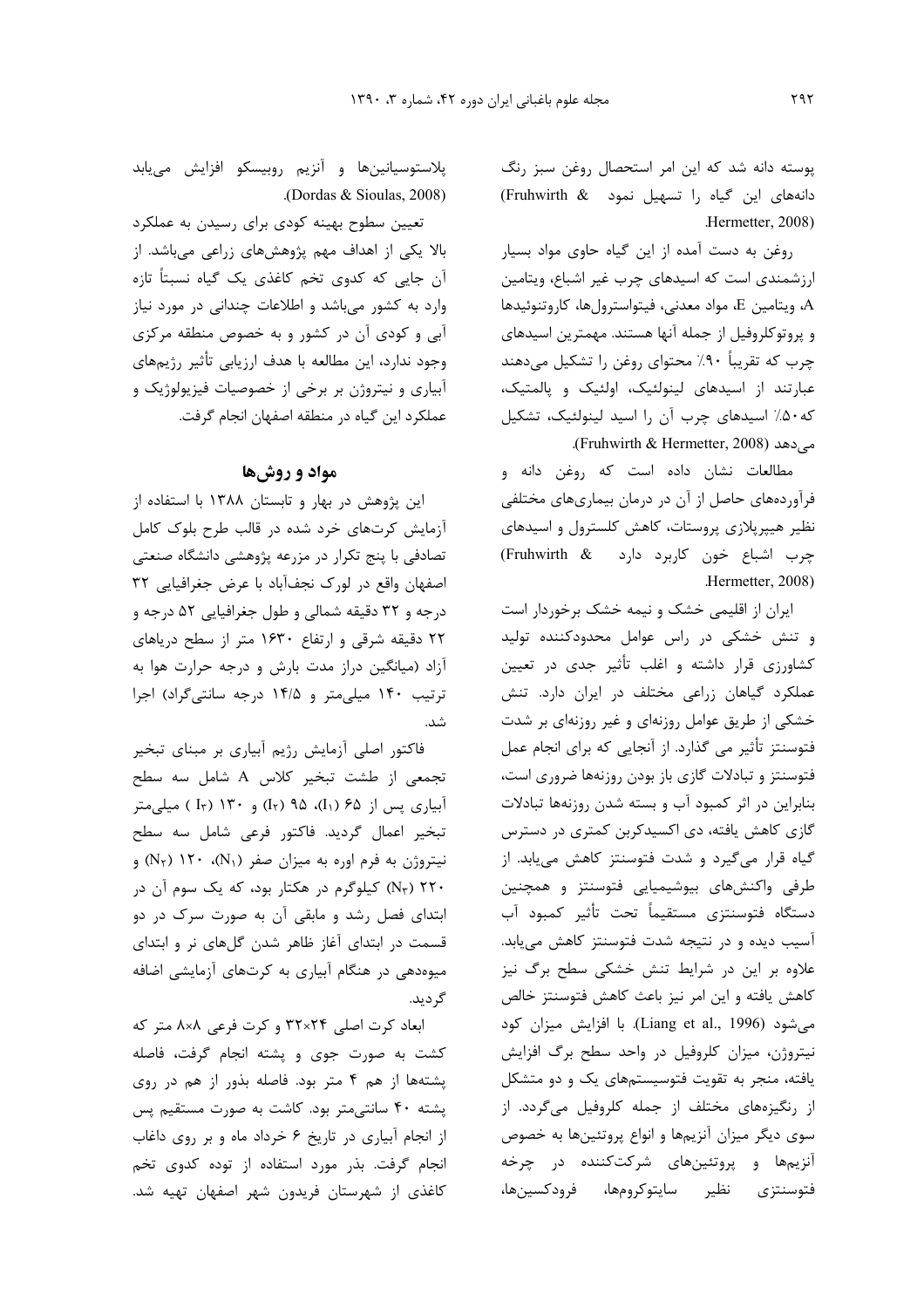پوسته دانه شد که این امر استحصال روغن سبز رنگ دانه‌های این گیاه را تسهیل نمود (Fruhwirth & Hermetter, 2008).

روغن به دست آمده از این گیاه حاوی مواد بسیار ارزشمندی است که اسیدهای چرب غیر اشباع، ویتامین A، ویتامین E، مواد معدنی، فیتواسترول‌ها، کاروتنوئیدها و پروتوکلروفیل از جمله آنها هستند. مهمترین اسیدهای چرب که تقریباً ۹۰٪ محتوای روغن را تشکیل می‌دهند عبارتند از اسیدهای لینولئیک، اولئیک و پالمتیک، که ۵۰٪ اسیدهای چرب آن را اسید لینولئیک، تشکیل می‌دهد (Fruhwirth & Hermetter, 2008).

مطالعات نشان داده است که روغن دانه و فرآورده‌های حاصل از آن در درمان بیماری‌های مختلفی نظیر هیپرپلازی پروستات، کاهش کلسترول و اسیدهای چرب اشباع خون کاربرد دارد (Fruhwirth & Hermetter, 2008).

ایران از اقلیمی خشک و نیمه خشک برخوردار است و تنش خشکی در راس عوامل محدودکننده تولید کشاورزی قرار داشته و اغلب تأثیر جدی در تعیین عملکرد گیاهان زراعی مختلف در ایران دارد. تنش خشکی از طریق عوامل روزنه‌ای و غیر روزنه‌ای بر شدت فتوسنتز تأثیر می گذارد. از آنجایی که برای انجام عمل فتوسنتز و تبادلات گازی باز بودن روزنه‌ها ضروری است، بنابراین در اثر کمبود آب و بسته شدن روزنه‌ها تبادلات گازی کاهش یافته، دی اکسیدکربن کمتری در دسترس گیاه قرار می‌گیرد و شدت فتوسنتز کاهش می‌یابد. از طرفی واکنش‌های بیوشیمیایی فتوسنتز و همچنین دستگاه فتوسنتزی مستقیماً تحت تأثیر کمبود آب آسیب دیده و در نتیجه شدت فتوسنتز کاهش می‌یابد. علاوه بر این در شرایط تنش خشکی سطح برگ نیز کاهش یافته و این امر نیز باعث کاهش فتوسنتز خالص می‌شود (Liang et al., 1996). با افزایش میزان کود نیتروژن، میزان کلروفیل در واحد سطح برگ افزایش یافته، منجر به تقویت فتوسیستم‌های یک و دو متشکل از رنگیزه‌های مختلف از جمله کلروفیل می‌گردد. از سوی دیگر میزان آنزیم‌ها و انواع پروتئین‌ها به خصوص آنزیم‌ها و پروتئین‌های شرکت‌کننده در چرخه فتوسنتزی نظیر سایتوکروم‌ها، فرودکسین‌ها، پلاستوسیانین‌ها و آنزیم روبیسکو افزایش می‌یابد (Dordas & Sioulas, 2008).

تعیین سطوح بهینه کودی برای رسیدن به عملکرد بالا یکی از اهداف مهم پژوهش‌های زراعی می‌باشد. از آن جایی که کدوی تخم کاغذی یک گیاه نسبتاً تازه وارد به کشور می‌باشد و اطلاعات چندانی در مورد نیاز آبی و کودی آن در کشور و به خصوص منطقه مرکزی وجود ندارد، این مطالعه با هدف ارزیابی تأثیر رژیم‌های آبیاری و نیتروژن بر برخی از خصوصیات فیزیولوژیک و عملکرد این گیاه در منطقه اصفهان انجام گرفت.

## مواد و روش‌ها

این پژوهش در بهار و تابستان ۱۳۸۸ با استفاده از آزمایش کرت‌های خرد شده در قالب طرح بلوک کامل تصادفی با پنج تکرار در مزرعه پژوهشی دانشگاه صنعتی اصفهان واقع در لورک نجف‌آباد با عرض جغرافیایی ۳۲ درجه و ۳۲ دقیقه شمالی و طول جغرافیایی ۵۲ درجه و ۲۲ دقیقه شرقی و ارتفاع ۱۶۳۰ متر از سطح دریای آزاد (میانگین دراز مدت بارش و درجه حرارت هوا به ترتیب ۱۴۰ میلی‌متر و ۱۴/۵ درجه سانتی‌گراد) اجرا شد.

فاکتور اصلی آزمایش رژیم آبیاری بر مبنای تبخیر تجمعی از طشت تبخیر کلاس A شامل سه سطح آبیاری پس از ۶۵ ($I_1$)، ۹۵ ($I_2$) و ۱۳۰ ($I_3$) میلی‌متر تبخیر اعمال گردید. فاکتور فرعی شامل سه سطح نیتروژن به فرم اوره به میزان صفر ($N_1$)، ۱۲۰ ($N_2$) و ۲۲۰ ($N_3$) کیلوگرم در هکتار بود، که یک سوم آن در ابتدای فصل رشد و مابقی آن به صورت سرک در دو قسمت در ابتدای آغاز ظاهر شدن گل‌های نر و ابتدای میوه‌دهی در هنگام آبیاری به کرت‌های آزمایشی اضافه گردید.

ابعاد کرت اصلی ۳۲×۲۴ و کرت فرعی ۸×۸ متر که کشت به صورت جوی و پشته انجام گرفت، فاصله پشته‌ها از هم ۴ متر بود. فاصله بذور از هم در روی پشته ۴۰ سانتی‌متر بود. کاشت به صورت مستقیم پس از انجام آبیاری در تاریخ ۶ خرداد ماه و بر روی داغاب انجام گرفت. بذر مورد استفاده از توده کدوی تخم کاغذی از شهرستان فریدون شهر اصفهان تهیه شد.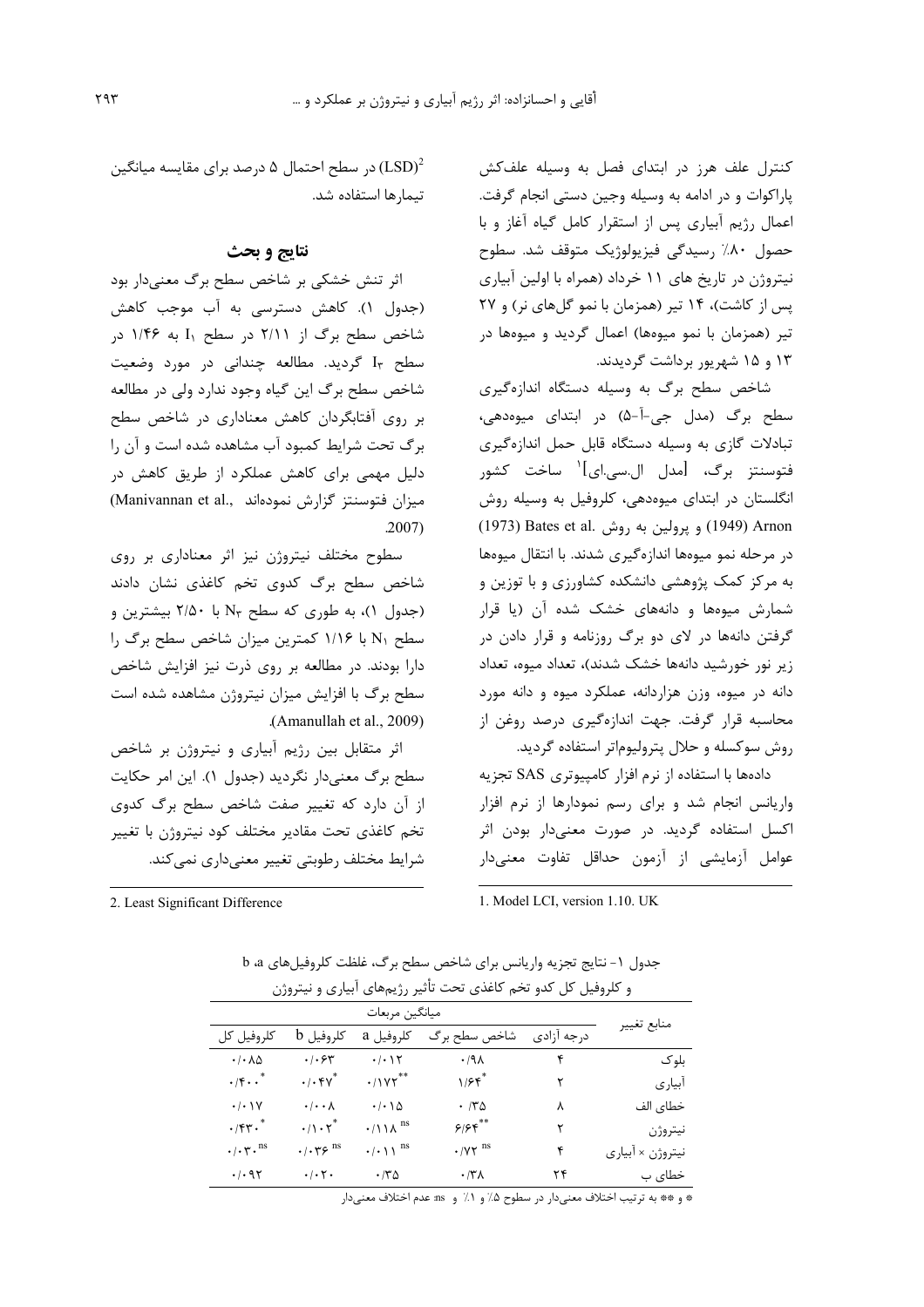کنترل علف هرز در ابتدای فصل به وسیله علف‌کش پاراکوات و در ادامه به وسیله وجین دستی انجام گرفت. اعمال رژیم آبیاری پس از استقرار کامل گیاه آغاز و با حصول ۸۰٪ رسیدگی فیزیولوژیک متوقف شد. سطوح نیتروژن در تاریخ های ۱۱ خرداد (همراه با اولین آبیاری پس از کاشت)، ۱۴ تیر (همزمان با نمو گل‌های نر) و ۲۷ تیر (همزمان با نمو میوه‌ها) اعمال گردید و میوه‌ها در ۱۳ و ۱۵ شهریور برداشت گردیدند.

شاخص سطح برگ به وسیله دستگاه اندازه‌گیری سطح برگ (مدل جی-آ-۵) در ابتدای میوه‌دهی، تبادلات گازی به وسیله دستگاه قابل حمل اندازه‌گیری فتوسنتز برگ، [مدل ال.سی.ای][1] ساخت کشور انگلستان در ابتدای میوه‌دهی، کلروفیل به وسیله روش Arnon (1949) و پرولین به روش Bates et al. (1973) در مرحله نمو میوه‌ها اندازه‌گیری شدند. با انتقال میوه‌ها به مرکز کمک پژوهشی دانشکده کشاورزی و با توزین و شمارش میوه‌ها و دانه‌های خشک شده آن (با قرار گرفتن دانه‌ها در لای دو برگ روزنامه و قرار دادن در زیر نور خورشید دانه‌ها خشک شدند)، تعداد میوه، تعداد دانه در میوه، وزن هزاردانه، عملکرد میوه و دانه مورد محاسبه قرار گرفت. جهت اندازه‌گیری درصد روغن از روش سوکسله و حلال پترولیوم‌اتر استفاده گردید.

داده‌ها با استفاده از نرم افزار کامپیوتری SAS تجزیه واریانس انجام شد و برای رسم نمودارها از نرم افزار اکسل استفاده گردید. در صورت معنی‌دار بودن اثر عوامل آزمایشی از آزمون حداقل تفاوت معنی‌دار (LSD)[2] در سطح احتمال ۵ درصد برای مقایسه میانگین تیمارها استفاده شد.

## نتایج و بحث

اثر تنش خشکی بر شاخص سطح برگ معنی‌دار بود (جدول ۱). کاهش دسترسی به آب موجب کاهش شاخص سطح برگ از ۲/۱۱ در سطح $I_1$ به ۱/۴۶ در سطح $I_3$ گردید. مطالعه چندانی در مورد وضعیت شاخص سطح برگ این گیاه وجود ندارد ولی در مطالعه بر روی آفتابگردان کاهش معناداری در شاخص سطح برگ تحت شرایط کمبود آب مشاهده شده است و آن را دلیل مهمی برای کاهش عملکرد از طریق کاهش در میزان فتوسنتز گزارش نموده‌اند (Manivannan et al., 2007).

سطوح مختلف نیتروژن نیز اثر معناداری بر روی شاخص سطح برگ کدوی تخم کاغذی نشان دادند (جدول ۱)، به طوری که سطح $N_3$ با ۲/۵۰ بیشترین و سطح $N_1$ با ۱/۱۶ کمترین میزان شاخص سطح برگ را دارا بودند. در مطالعه بر روی ذرت نیز افزایش شاخص سطح برگ با افزایش میزان نیتروژن مشاهده شده است (Amanullah et al., 2009).

اثر متقابل بین رژیم آبیاری و نیتروژن بر شاخص سطح برگ معنی‌دار نگردید (جدول ۱). این امر حکایت از آن دارد که تغییر صفت شاخص سطح برگ کدوی تخم کاغذی تحت مقادیر مختلف کود نیتروژن با تغییر شرایط مختلف رطوبتی تغییر معنی‌داری نمی‌کند.

1. Model LCI, version 1.10. UK

2. Least Significant Difference

جدول ۱- نتایج تجزیه واریانس برای شاخص سطح برگ، غلظت کلروفیل‌های a، b و کلروفیل کل کدو تخم کاغذی تحت تأثیر رژیم‌های آبیاری و نیتروژن

| منابع تغییر | درجه آزادی | میانگین مربعات | | | |
|---|---|---|---|---|---|
| | | شاخص سطح برگ | کلروفیل a | کلروفیل b | کلروفیل کل |
| بلوک | ۴ | ۰/۹۸ | ۰/۰۱۲ | ۰/۰۶۳ | ۰/۰۸۵ |
| آبیاری | ۲ | ۱/۶۴* | ۰/۱۷۲** | ۰/۰۴۷* | ۰/۴۰۰* |
| خطای الف | ۸ | ۰/۳۵ | ۰/۰۱۵ | ۰/۰۰۸ | ۰/۰۱۷ |
| نیتروژن | ۲ | ۶/۶۴** | ۰/۱۱۸ ns | ۰/۱۰۲* | ۰/۴۳۰* |
| نیتروژن × آبیاری | ۴ | ۰/۷۲ ns | ۰/۰۱۱ ns | ۰/۰۳۶ ns | ۰/۰۳۰ ns |
| خطای ب | ۲۴ | ۰/۳۸ | ۰/۳۵ | ۰/۰۲۰ | ۰/۰۹۲ |

* و ** به ترتیب اختلاف معنی‌دار در سطوح ۵٪ و ۱٪ و ns: عدم اختلاف معنی‌دار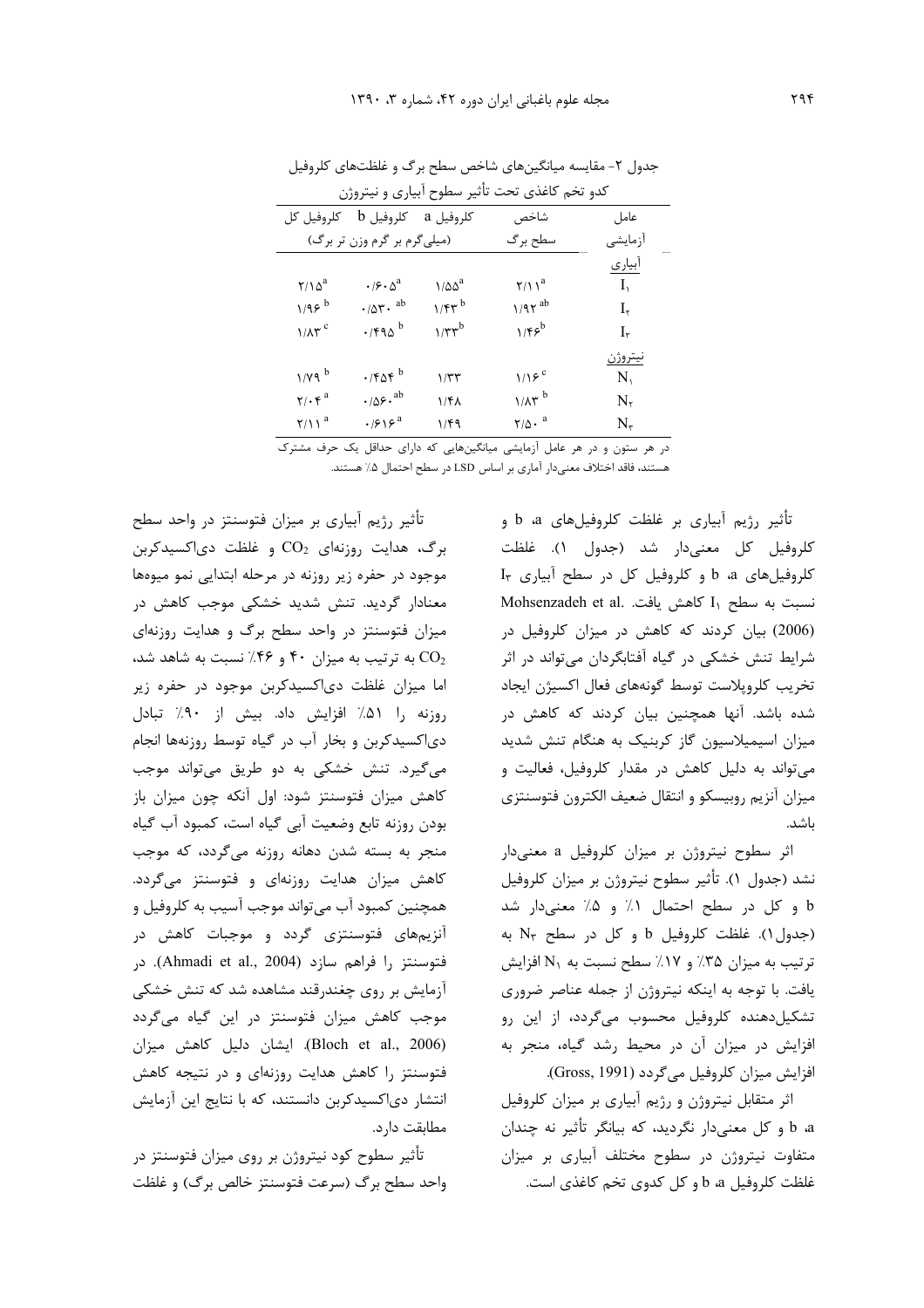جدول ۲- مقایسه میانگین‌های شاخص سطح برگ و غلظت‌های کلروفیل کدو تخم کاغذی تحت تأثیر سطوح آبیاری و نیتروژن

| عامل آزمایشی | شاخص سطح برگ | کلروفیل a | کلروفیل b | کلروفیل کل |
|---|---|---|---|---|
| | | (میلی‌گرم بر گرم وزن تر برگ) | | |
| آبیاری | | | | |
| $I_1$ | $۲/۱۱^{a}$ | $۱/۵۵^{a}$ | $۰/۶۰۵^{a}$ | $۲/۱۵^{a}$ |
| $I_2$ | $۱/۹۲^{ab}$ | $۱/۴۳^{b}$ | $۰/۵۳۰^{ab}$ | $۱/۹۶^{b}$ |
| $I_3$ | $۱/۴۶^{b}$ | $۱/۳۳^{b}$ | $۰/۴۹۵^{b}$ | $۱/۸۳^{c}$ |
| نیتروژن | | | | |
| $N_1$ | $۱/۱۶^{c}$ | ۱/۳۳ | $۰/۴۵۴^{b}$ | $۱/۷۹^{b}$ |
| $N_2$ | $۱/۸۳^{b}$ | ۱/۴۸ | $۰/۵۶۰^{ab}$ | $۲/۰۴^{a}$ |
| $N_3$ | $۲/۵۰^{a}$ | ۱/۴۹ | $۰/۶۱۶^{a}$ | $۲/۱۱^{a}$ |

در هر ستون و در هر عامل آزمایشی میانگین‌هایی که دارای حداقل یک حرف مشترک هستند، فاقد اختلاف معنی‌دار آماری بر اساس LSD در سطح احتمال ۵٪ هستند.

تأثیر رژیم آبیاری بر غلظت کلروفیل‌های a، b و کلروفیل کل معنی‌دار شد (جدول ۱). غلظت کلروفیل‌های a، b و کلروفیل کل در سطح آبیاری $I_3$ نسبت به سطح $I_1$ کاهش یافت. Mohsenzadeh et al. (2006) بیان کردند که کاهش در میزان کلروفیل در شرایط تنش خشکی در گیاه آفتابگردان می‌تواند در اثر تخریب کلروپلاست توسط گونه‌های فعال اکسیژن ایجاد شده باشد. آنها همچنین بیان کردند که کاهش در میزان اسیمیلاسیون گاز کربنیک به هنگام تنش شدید می‌تواند به دلیل کاهش در مقدار کلروفیل، فعالیت و میزان آنزیم روبیسکو و انتقال ضعیف الکترون فتوسنتزی باشد.

اثر سطوح نیتروژن بر میزان کلروفیل a معنی‌دار نشد (جدول ۱). تأثیر سطوح نیتروژن بر میزان کلروفیل b و کل در سطح احتمال ۱٪ و ۵٪ معنی‌دار شد (جدول۱). غلظت کلروفیل b و کل در سطح $N_3$ به ترتیب به میزان ۳۵٪ و ۱۷٪ سطح نسبت به $N_1$ افزایش یافت. با توجه به اینکه نیتروژن از جمله عناصر ضروری تشکیل‌دهنده کلروفیل محسوب می‌گردد، از این رو افزایش در میزان آن در محیط رشد گیاه، منجر به افزایش میزان کلروفیل می‌گردد (Gross, 1991).

اثر متقابل نیتروژن و رژیم آبیاری بر میزان کلروفیل a، b و کل معنی‌دار نگردید، که بیانگر تأثیر نه چندان متفاوت نیتروژن در سطوح مختلف آبیاری بر میزان غلظت کلروفیل a، b و کل کدوی تخم کاغذی است.

تأثیر رژیم آبیاری بر میزان فتوسنتز در واحد سطح برگ، هدایت روزنه‌ای $CO_2$ و غلظت دی‌اکسیدکربن موجود در حفره زیر روزنه در مرحله ابتدایی نمو میوه‌ها معنادار گردید. تنش شدید خشکی موجب کاهش در میزان فتوسنتز در واحد سطح برگ و هدایت روزنه‌ای $CO_2$ به ترتیب به میزان ۴۰ و ۴۶٪ نسبت به شاهد شد، اما میزان غلظت دی‌اکسیدکربن موجود در حفره زیر روزنه را ۵۱٪ افزایش داد. بیش از ۹۰٪ تبادل دی‌اکسیدکربن و بخار آب در گیاه توسط روزنه‌ها انجام می‌گیرد. تنش خشکی به دو طریق می‌تواند موجب کاهش میزان فتوسنتز شود: اول آنکه چون میزان باز بودن روزنه تابع وضعیت آبی گیاه است، کمبود آب گیاه منجر به بسته شدن دهانه روزنه می‌گردد، که موجب کاهش میزان هدایت روزنه‌ای و فتوسنتز می‌گردد. همچنین کمبود آب می‌تواند موجب آسیب به کلروفیل و آنزیم‌های فتوسنتزی گردد و موجبات کاهش در فتوسنتز را فراهم سازد (Ahmadi et al., 2004). در آزمایش بر روی چغندرقند مشاهده شد که تنش خشکی موجب کاهش میزان فتوسنتز در این گیاه می‌گردد (Bloch et al., 2006). ایشان دلیل کاهش میزان فتوسنتز را کاهش هدایت روزنه‌ای و در نتیجه کاهش انتشار دی‌اکسیدکربن دانستند، که با نتایج این آزمایش مطابقت دارد.

تأثیر سطوح کود نیتروژن بر روی میزان فتوسنتز در واحد سطح برگ (سرعت فتوسنتز خالص برگ) و غلظت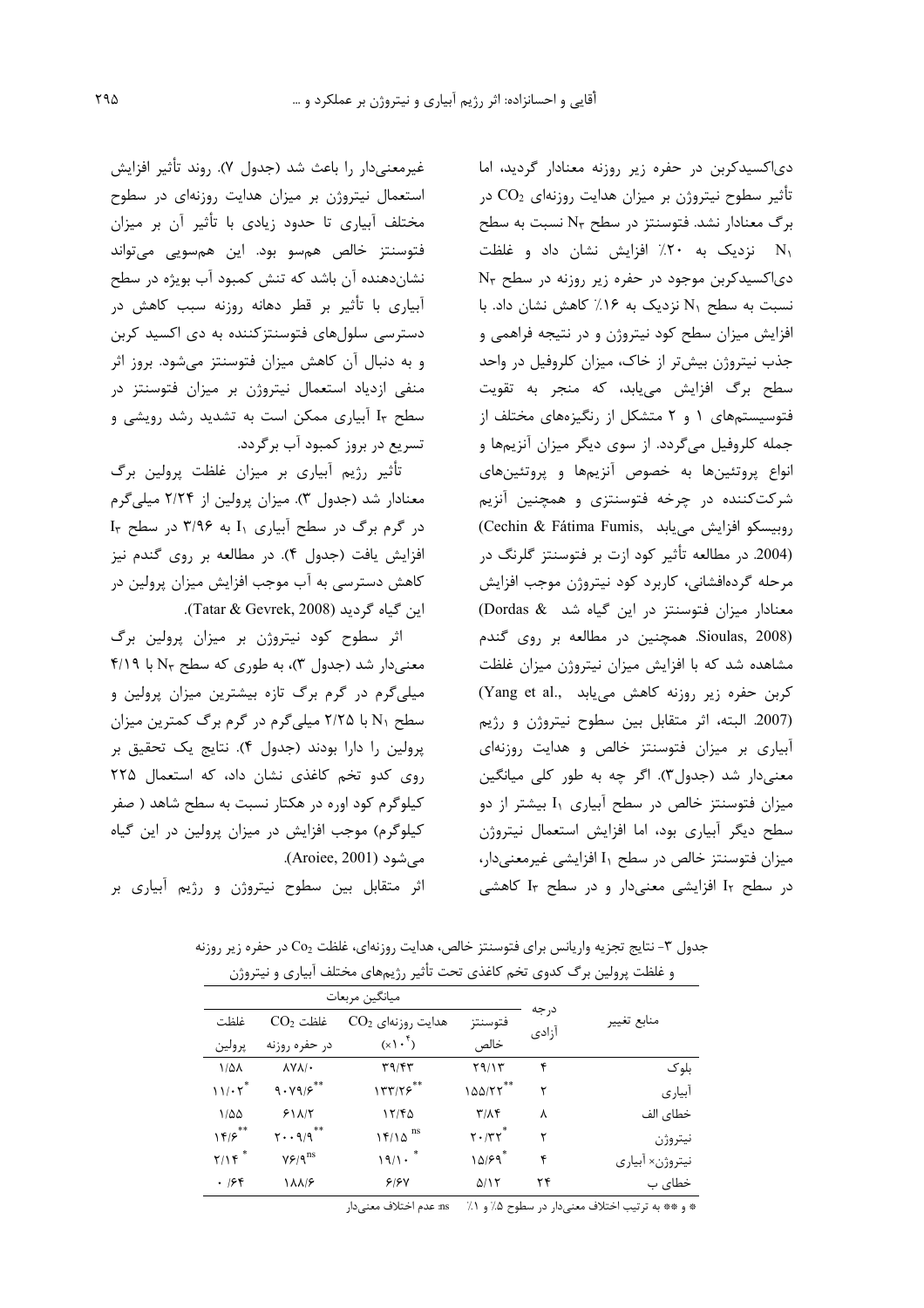دی‌اکسیدکربن در حفره زیر روزنه معنادار گردید، اما تأثیر سطوح نیتروژن بر میزان هدایت روزنه‌ای $CO_2$ در برگ معنادار نشد. فتوسنتز در سطح $N_3$ نسبت به سطح $N_1$ نزدیک به ۲۰٪ افزایش نشان داد و غلظت دی‌اکسیدکربن موجود در حفره زیر روزنه در سطح $N_3$ نسبت به سطح $N_1$ نزدیک به ۱۶٪ کاهش نشان داد. با افزایش میزان سطح کود نیتروژن و در نتیجه فراهمی و جذب نیتروژن بیش‌تر از خاک، میزان کلروفیل در واحد سطح برگ افزایش می‌یابد، که منجر به تقویت فتوسیستم‌های ۱ و ۲ متشکل از رنگیزه‌های مختلف از جمله کلروفیل می‌گردد. از سوی دیگر میزان آنزیم‌ها و انواع پروتئین‌ها به خصوص آنزیم‌ها و پروتئین‌های شرکت‌کننده در چرخه فتوسنتزی و همچنین آنزیم روبیسکو افزایش می‌یابد (Cechin & Fátima Fumis, 2004). در مطالعه تأثیر کود ازت بر فتوسنتز گلرنگ در مرحله گرده‌افشانی، کاربرد کود نیتروژن موجب افزایش معنادار میزان فتوسنتز در این گیاه شد (Dordas & Sioulas, 2008). همچنین در مطالعه بر روی گندم مشاهده شد که با افزایش میزان نیتروژن میزان غلظت کربن حفره زیر روزنه کاهش می‌یابد (Yang et al., 2007). البته، اثر متقابل بین سطوح نیتروژن و رژیم آبیاری بر میزان فتوسنتز خالص و هدایت روزنه‌ای معنی‌دار شد (جدول۳). اگر چه به طور کلی میانگین میزان فتوسنتز خالص در سطح آبیاری $I_1$ بیشتر از دو سطح دیگر آبیاری بود، اما افزایش استعمال نیتروژن میزان فتوسنتز خالص در سطح $I_1$ افزایشی غیرمعنی‌دار، در سطح $I_2$ افزایشی معنی‌دار و در سطح $I_3$ کاهشی غیرمعنی‌دار را باعث شد (جدول ۷). روند تأثیر افزایش استعمال نیتروژن بر میزان هدایت روزنه‌ای در سطوح مختلف آبیاری تا حدود زیادی با تأثیر آن بر میزان فتوسنتز خالص هم‌سو بود. این هم‌سویی می‌تواند نشان‌دهنده آن باشد که تنش کمبود آب بویژه در سطح آبیاری با تأثیر بر قطر دهانه روزنه سبب کاهش در دسترسی سلول‌های فتوسنتزکننده به دی اکسید کربن و به دنبال آن کاهش میزان فتوسنتز می‌شود. بروز اثر منفی ازدیاد استعمال نیتروژن بر میزان فتوسنتز در سطح $I_3$ آبیاری ممکن است به تشدید رشد رویشی و تسریع در بروز کمبود آب برگردد.

تأثیر رژیم آبیاری بر میزان غلظت پرولین برگ معنادار شد (جدول ۳). میزان پرولین از ۲/۲۴ میلی‌گرم در گرم برگ در سطح آبیاری $I_1$ به ۳/۹۶ در سطح $I_3$ افزایش یافت (جدول ۴). در مطالعه بر روی گندم نیز کاهش دسترسی به آب موجب افزایش میزان پرولین در این گیاه گردید (Tatar & Gevrek, 2008).

اثر سطوح کود نیتروژن بر میزان پرولین برگ معنی‌دار شد (جدول ۳)، به طوری که سطح $N_3$ با ۴/۱۹ میلی‌گرم در گرم برگ تازه بیشترین میزان پرولین و سطح $N_1$ با ۲/۲۵ میلی‌گرم در گرم برگ کمترین میزان پرولین را دارا بودند (جدول ۴). نتایج یک تحقیق بر روی کدو تخم کاغذی نشان داد، که استعمال ۲۲۵ کیلوگرم کود اوره در هکتار نسبت به سطح شاهد ( صفر کیلوگرم) موجب افزایش در میزان پرولین در این گیاه می‌شود (Aroiee, 2001).

اثر متقابل بین سطوح نیتروژن و رژیم آبیاری بر

جدول ۳- نتایج تجزیه واریانس برای فتوسنتز خالص، هدایت روزنه‌ای، غلظت $CO_2$ در حفره زیر روزنه و غلظت پرولین برگ کدوی تخم کاغذی تحت تأثیر رژیم‌های مختلف آبیاری و نیتروژن

| منابع تغییر | درجه آزادی | میانگین مربعات | | | |
|---|---|---|---|---|---|
| | | فتوسنتز خالص | هدایت روزنه‌ای $CO_2$ $(\times 10^{4})$ | غلظت $CO_2$ در حفره روزنه | غلظت پرولین |
| بلوک | ۴ | ۲۹/۱۳ | ۳۹/۴۳ | ۸۷۸/۰ | ۱/۵۸ |
| آبیاری | ۲ | ۱۵۵/۲۲** | ۱۳۳/۲۶** | ۹۰۷۹/۶** | ۱۱/۰۲* |
| خطای الف | ۸ | ۳/۸۴ | ۱۲/۴۵ | ۶۱۸/۲ | ۱/۵۵ |
| نیتروژن | ۲ | ۲۰/۳۲* | ۱۴/۱۵ ns | ۲۰۰۹/۹** | ۱۴/۶** |
| نیتروژن× آبیاری | ۴ | ۱۵/۶۹* | ۱۹/۱۰* | ۷۶/۹ns | ۲/۱۴* |
| خطای ب | ۲۴ | ۵/۱۲ | ۶/۶۷ | ۱۸۸/۶ | ۰/۶۴ |

* و ** به ترتیب اختلاف معنی‌دار در سطوح ۵٪ و ۱٪ ns: عدم اختلاف معنی‌دار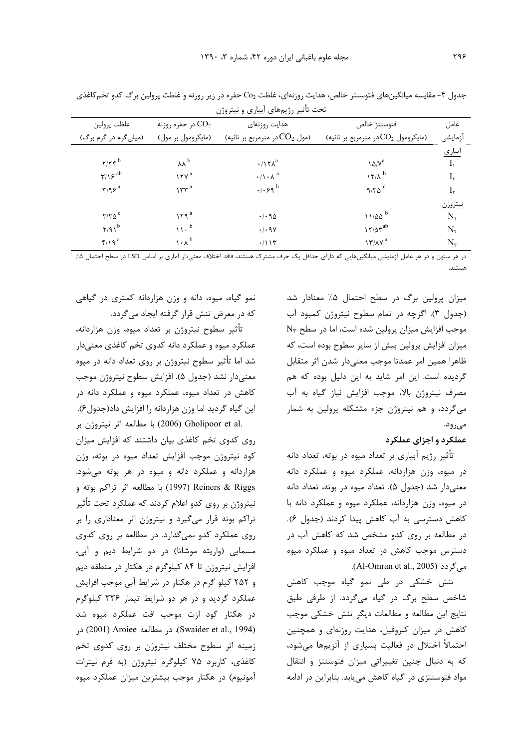جدول ۴- مقایسه میانگین‌های فتوسنتز خالص، هدایت روزنه‌ای، غلظت $Co_2$ حفره در زیر روزنه و غلظت پرولین برگ کدو تخم‌کاغذی تحت تأثیر رژیم‌های آبیاری و نیتروژن

| عامل آزمایشی | فتوسنتز خالص (مایکرومول $CO_2$ در مترمربع بر ثانیه) | هدایت روزنه‌ای (مول $CO_2$ در مترمربع بر ثانیه) | $CO_2$ در حفره روزنه (مایکرومول بر مول) | غلظت پرولین (میلی‌گرم در گرم برگ) |
|---|---|---|---|---|
| آبیاری | | | | |
| $I_1$ | ۱۵/۷[a] | ۰/۱۲۸[a] | ۸۸[b] | ۲/۲۴[b] |
| $I_2$ | ۱۲/۸[b] | ۰/۱۰۸[a] | ۱۲۷[a] | ۳/۱۶[ab] |
| $I_3$ | ۹/۳۵[c] | ۰/۰۶۹[b] | ۱۳۳[a] | ۳/۹۶[a] |
| نیتروژن | | | | |
| $N_1$ | ۱۱/۵۵[b] | ۰/۰۹۵ | ۱۲۹[a] | ۲/۲۵[c] |
| $N_2$ | ۱۲/۵۳[ab] | ۰/۰۹۷ | ۱۱۰[b] | ۲/۹۱[b] |
| $N_3$ | ۱۳/۸۷[a] | ۰/۱۱۳ | ۱۰۸[b] | ۴/۱۹[a] |

در هر ستون و در هر عامل آزمایشی میانگین‌هایی که دارای حداقل یک حرف مشترک هستند، فاقد اختلاف معنی‌دار آماری بر اساس LSD در سطح احتمال ۵٪ هستند.

میزان پرولین برگ در سطح احتمال ۵٪ معنادار شد (جدول ۳). اگرچه در تمام سطوح نیتروژن کمبود آب موجب افزایش میزان پرولین شده است، اما در سطح $N_3$ میزان افزایش پرولین بیش از سایر سطوح بوده است، که ظاهرا همین امر عمدتا موجب معنی‌دار شدن اثر متقابل گردیده است. این امر شاید به این دلیل بوده که هم مصرف نیتروژن بالا، موجب افزایش نیاز گیاه به آب می‌گردد، و هم نیتروژن جزء متشکله پرولین به شمار می‌رود.

### عملکرد و اجزای عملکرد

تأثیر رژیم آبیاری بر تعداد میوه در بوته، تعداد دانه در میوه، وزن هزاردانه، عملکرد میوه و عملکرد دانه معنی‌دار شد (جدول ۵). تعداد میوه در بوته، تعداد دانه در میوه، وزن هزاردانه، عملکرد میوه و عملکرد دانه با کاهش دسترسی به آب کاهش پیدا کردند (جدول ۶). در مطالعه بر روی کدو مشخص شد که کاهش آب در دسترس موجب کاهش در تعداد میوه و عملکرد میوه می‌گردد (Al-Omran et al., 2005).

تنش خشکی در طی نمو گیاه موجب کاهش شاخص سطح برگ در گیاه می‌گردد. از طرفی طبق نتایج این مطالعه و مطالعات دیگر تنش خشکی موجب کاهش در میزان کلروفیل، هدایت روزنه‌ای و همچنین احتمالاً اختلال در فعالیت بسیاری از آنزیم‌ها می‌شود، که به دنبال چنین تغییراتی میزان فتوسنتز و انتقال مواد فتوسنتزی در گیاه کاهش می‌یابد. بنابراین در ادامه نمو گیاه، میوه، دانه و وزن هزاردانه کمتری در گیاهی که در معرض تنش قرار گرفته ایجاد می‌گردد.

تأثیر سطوح نیتروژن بر تعداد میوه، وزن هزاردانه، عملکرد میوه و عملکرد دانه کدوی تخم کاغذی معنی‌دار شد اما تأثیر سطوح نیتروژن بر روی تعداد دانه در میوه معنی‌دار نشد (جدول ۵). افزایش سطوح نیتروژن موجب کاهش در تعداد میوه، عملکرد میوه و عملکرد دانه در این گیاه گردید اما وزن هزاردانه را افزایش داد(جدول۶). Gholipoor et al. (2006) با مطالعه اثر نیتروژن بر روی کدوی تخم کاغذی بیان داشتند که افزایش میزان کود نیتروژن موجب افزایش تعداد میوه در بوته، وزن هزاردانه و عملکرد دانه و میوه در هر بوته می‌شود. Reiners & Riggs (1997) با مطالعه اثر تراکم بوته و نیتروژن بر روی کدو اعلام کردند که عملکرد تحت تأثیر تراکم بوته قرار می‌گیرد و نیتروژن اثر معناداری را بر روی عملکرد کدو نمی‌گذارد. در مطالعه بر روی کدوی مسمایی (واریته موشاتا) در دو شرایط دیم و آبی، افزایش نیتروژن تا ۸۴ کیلوگرم در هکتار در منطقه دیم و ۲۵۲ کیلو گرم در هکتار در شرایط آبی موجب افزایش عملکرد گردید و در هر دو شرایط تیمار ۳۳۶ کیلوگرم در هکتار کود ازت موجب افت عملکرد میوه شد (Swaider et al., 1994). در مطالعه Aroiee (2001) در زمینه اثر سطوح مختلف نیتروژن بر روی کدوی تخم کاغذی، کاربرد ۷۵ کیلوگرم نیتروژن (به فرم نیترات آمونیوم) در هکتار موجب بیشترین میزان عملکرد میوه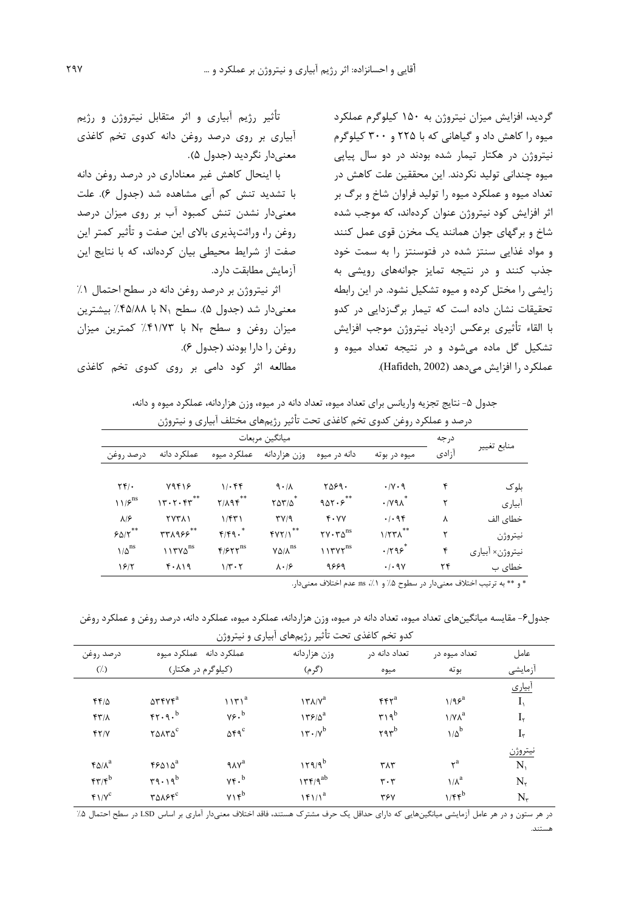گردید، افزایش میزان نیتروژن به ۱۵۰ کیلوگرم عملکرد میوه را کاهش داد و گیاهانی که با ۲۲۵ و ۳۰۰ کیلوگرم نیتروژن در هکتار تیمار شده بودند در دو سال پیاپی میوه چندانی تولید نکردند. این محققین علت کاهش در تعداد میوه و عملکرد میوه را تولید فراوان شاخ و برگ بر اثر افزایش کود نیتروژن عنوان کرده‌اند، که موجب شده شاخ و برگهای جوان همانند یک مخزن قوی عمل کنند و مواد غذایی سنتز شده در فتوسنتز را به سمت خود جذب کنند و در نتیجه تمایز جوانه‌های رویشی به زایشی را مختل کرده و میوه تشکیل نشود. در این رابطه تحقیقات نشان داده است که تیمار برگ‌زدایی در کدو با القاء تأثیری برعکس ازدیاد نیتروژن موجب افزایش تشکیل گل ماده می‌شود و در نتیجه تعداد میوه و عملکرد را افزایش می‌دهد (Hafideh, 2002).

تأثیر رژیم آبیاری و اثر متقابل نیتروژن و رژیم آبیاری بر روی درصد روغن دانه کدوی تخم کاغذی معنی‌دار نگردید (جدول ۵).

با اینحال کاهش غیر معناداری در درصد روغن دانه با تشدید تنش کم آبی مشاهده شد (جدول ۶). علت معنی‌دار نشدن تنش کمبود آب بر روی میزان درصد روغن را، وراثت‌پذیری بالای این صفت و تأثیر کمتر این صفت از شرایط محیطی بیان کرده‌اند، که با نتایج این آزمایش مطابقت دارد.

اثر نیتروژن بر درصد روغن دانه در سطح احتمال ۱٪ معنی‌دار شد (جدول ۵). سطح $N_1$ با ۴۵/۸۸٪ بیشترین میزان روغن و سطح $N_3$ با ۴۱/۷۳٪ کمترین میزان روغن را دارا بودند (جدول ۶).

مطالعه اثر کود دامی بر روی کدوی تخم کاغذی

جدول ۵- نتایج تجزیه واریانس برای تعداد میوه، تعداد دانه در میوه، وزن هزاردانه، عملکرد میوه و دانه، درصد و عملکرد روغن کدوی تخم کاغذی تحت تأثیر رژیم‌های مختلف آبیاری و نیتروژن

| منابع تغییر | درجه آزادی | میانگین مربعات | | | | | |
|---|---|---|---|---|---|---|---|
| | | میوه در بوته | دانه در میوه | وزن هزاردانه | عملکرد میوه | عملکرد دانه | درصد روغن |
| بلوک | ۴ | ۰/۷۰۹ | ۲۵۶۹۰ | ۹۰/۸ | ۱/۰۴۴ | ۷۹۴۱۶ | ۲۴/۰ |
| آبیاری | ۲ | $۰/۷۹۸^{*}$ | $۹۵۲۰۶^{**}$ | $۲۵۳/۵^{*}$ | $۲/۸۹۴^{**}$ | $۱۳۰۲۰۴۳^{**}$ | $۱۱/۶^{ns}$ |
| خطای الف | ۸ | ۰/۰۹۴ | ۴۰۷۷ | ۳۷/۹ | ۱/۴۳۱ | ۲۷۳۸۱ | ۸/۶ |
| نیتروژن | ۲ | $۱/۲۳۸^{**}$ | $۲۷۰۳۵^{ns}$ | $۴۷۲/۱^{**}$ | $۴/۴۹۰^{*}$ | $۳۳۸۹۶۶^{**}$ | $۶۵/۲^{**}$ |
| نیتروژن× آبیاری | ۴ | $۰/۲۹۶^{*}$ | $۱۱۳۷۲^{ns}$ | $۷۵/۸^{ns}$ | $۴/۶۲۲^{ns}$ | $۱۱۳۷۵^{ns}$ | $۱/۵^{ns}$ |
| خطای ب | ۲۴ | ۰/۰۹۷ | ۹۶۶۹ | ۸۰/۶ | ۱/۳۰۲ | ۴۰۸۱۹ | ۱۶/۲ |

* و ** به ترتیب اختلاف معنی‌دار در سطوح ۵٪ و ۱٪، ns: عدم اختلاف معنی‌دار.

جدول۶- مقایسه میانگین‌های تعداد میوه، تعداد دانه در میوه، وزن هزاردانه، عملکرد میوه، عملکرد دانه، درصد روغن و عملکرد روغن کدو تخم کاغذی تحت تأثیر رژیم‌های آبیاری و نیتروژن

| عامل آزمایشی | تعداد میوه در بوته | تعداد دانه در میوه | وزن هزاردانه (گرم) | عملکرد دانه (کیلوگرم در هکتار) | عملکرد میوه (کیلوگرم در هکتار) | درصد روغن (٪) |
|---|---|---|---|---|---|---|
| آبیاری | | | | | | |
| $I_1$ | $۱/۹۶^{a}$ | $۴۴۲^{a}$ | $۱۳۸/۷^{a}$ | $۱۱۳۱^{a}$ | $۵۳۴۷۴^{a}$ | ۴۴/۵ |
| $I_2$ | $۱/۷۸^{a}$ | $۳۱۹^{b}$ | $۱۳۶/۵^{a}$ | $۷۶۰^{b}$ | $۴۲۰۹۰^{b}$ | ۴۳/۸ |
| $I_3$ | $۱/۵^{b}$ | $۲۹۳^{b}$ | $۱۳۰/۷^{b}$ | $۵۴۹^{c}$ | $۲۵۸۳۵^{c}$ | ۴۲/۷ |
| نیتروژن | | | | | | |
| $N_1$ | $۲^{a}$ | ۳۸۳ | $۱۲۹/۹^{b}$ | $۹۸۷^{a}$ | $۴۶۵۱۵^{a}$ | $۴۵/۸^{a}$ |
| $N_2$ | $۱/۸^{a}$ | ۳۰۳ | $۱۳۴/۹^{ab}$ | $۷۴۰^{b}$ | $۳۹۰۱۹^{b}$ | $۴۳/۴^{b}$ |
| $N_3$ | $۱/۴۴^{b}$ | ۳۶۷ | $۱۴۱/۱^{a}$ | $۷۱۴^{b}$ | $۳۵۸۶۴^{c}$ | $۴۱/۷^{c}$ |

در هر ستون و در هر عامل آزمایشی میانگین‌هایی که دارای حداقل یک حرف مشترک هستند، فاقد اختلاف معنی‌دار آماری بر اساس LSD در سطح احتمال ۵٪ هستند.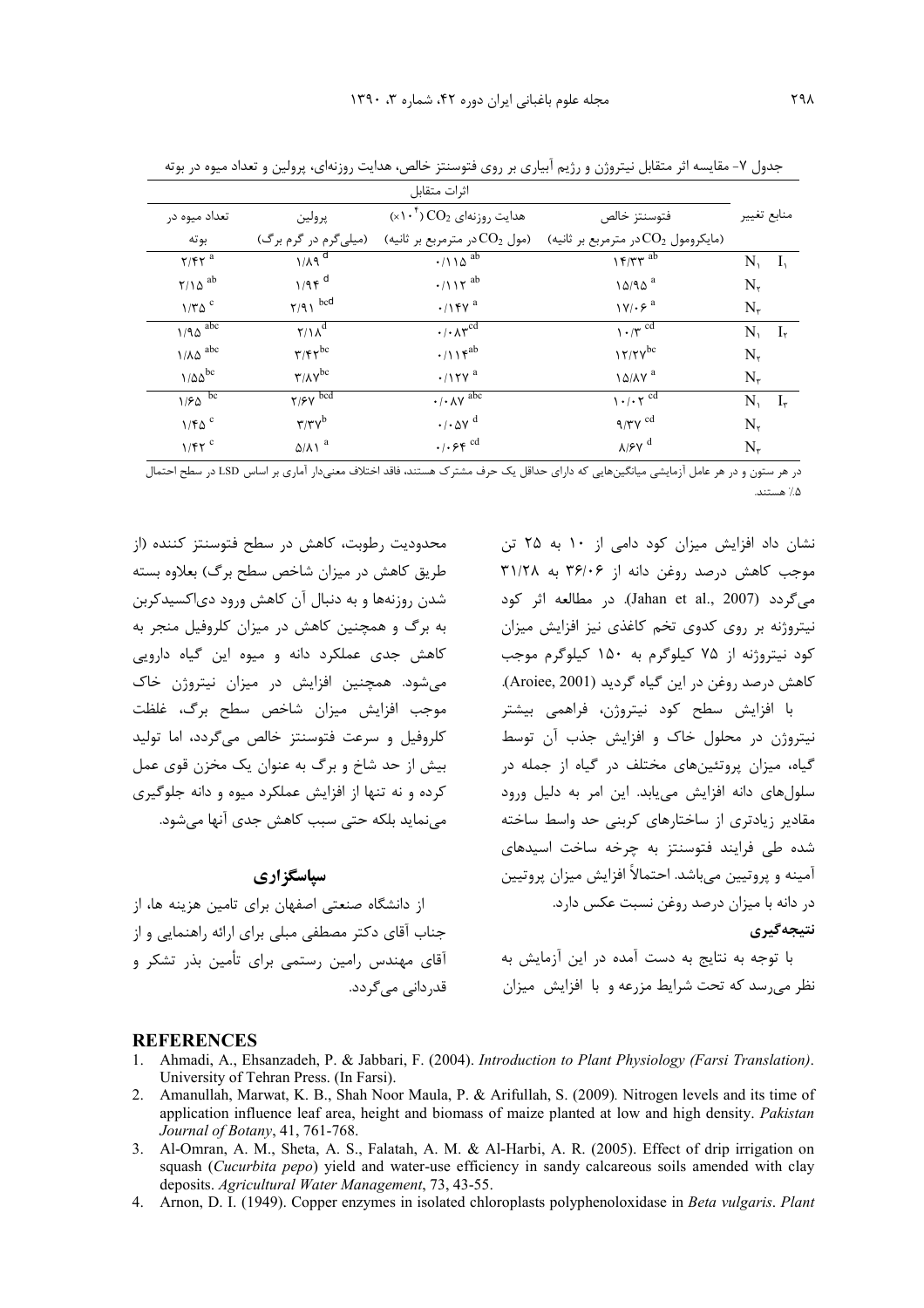جدول ۷- مقایسه اثر متقابل نیتروژن و رژیم آبیاری بر روی فتوسنتز خالص، هدایت روزنه‌ای، پرولین و تعداد میوه در بوته

| منابع تغییر | | اثرات متقابل | | | |
|---|---|---|---|---|---|
| | | فتوسنتز خالص (مایکرومول $CO_2$ در مترمربع بر ثانیه) | هدایت روزنه‌ای $CO_2$ ($\times 10^{4}$) (مول $CO_2$ در مترمربع بر ثانیه) | پرولین (میلی‌گرم در گرم برگ) | تعداد میوه در بوته |
| $I_1$ | $N_1$ | ۱۴/۳۳ $^{ab}$ | ۰/۱۱۵ $^{ab}$ | ۱/۸۹ $^{d}$ | ۲/۴۲ $^{a}$ |
| | $N_2$ | ۱۵/۹۵ $^{a}$ | ۰/۱۱۲ $^{ab}$ | ۱/۹۴ $^{d}$ | ۲/۱۵ $^{ab}$ |
| | $N_3$ | ۱۷/۰۶ $^{a}$ | ۰/۱۴۷ $^{a}$ | ۲/۹۱ $^{bcd}$ | ۱/۳۵ $^{c}$ |
| $I_2$ | $N_1$ | ۱۰/۳ $^{cd}$ | ۰/۰۸۳ $^{cd}$ | ۲/۱۸ $^{d}$ | ۱/۹۵ $^{abc}$ |
| | $N_2$ | ۱۲/۲۷ $^{bc}$ | ۰/۱۱۴ $^{ab}$ | ۳/۴۲ $^{bc}$ | ۱/۸۵ $^{abc}$ |
| | $N_3$ | ۱۵/۸۷ $^{a}$ | ۰/۱۲۷ $^{a}$ | ۳/۸۷ $^{bc}$ | ۱/۵۵ $^{bc}$ |
| $I_3$ | $N_1$ | ۱۰/۰۲ $^{cd}$ | ۰/۰۸۷ $^{abc}$ | ۲/۶۷ $^{bcd}$ | ۱/۶۵ $^{bc}$ |
| | $N_2$ | ۹/۳۷ $^{cd}$ | ۰/۰۵۷ $^{d}$ | ۳/۳۷ $^{b}$ | ۱/۴۵ $^{c}$ |
| | $N_3$ | ۸/۶۷ $^{d}$ | ۰/۰۶۴ $^{cd}$ | ۵/۸۱ $^{a}$ | ۱/۴۲ $^{c}$ |

در هر ستون و در هر عامل آزمایشی میانگین‌هایی که دارای حداقل یک حرف مشترک هستند، فاقد اختلاف معنی‌دار آماری بر اساس LSD در سطح احتمال ۵٪ هستند.

نشان داد افزایش میزان کود دامی از ۱۰ به ۲۵ تن موجب کاهش درصد روغن دانه از ۳۶/۰۶ به ۳۱/۲۸ می‌گردد (Jahan et al., 2007). در مطالعه اثر کود نیتروژنه بر روی کدوی تخم کاغذی نیز افزایش میزان کود نیتروژنه از ۷۵ کیلوگرم به ۱۵۰ کیلوگرم موجب کاهش درصد روغن در این گیاه گردید (Aroiee, 2001).

با افزایش سطح کود نیتروژن، فراهمی بیشتر نیتروژن در محلول خاک و افزایش جذب آن توسط گیاه، میزان پروتئین‌های مختلف در گیاه از جمله در سلول‌های دانه افزایش می‌یابد. این امر به دلیل ورود مقادیر زیادتری از ساختارهای کربنی حد واسط ساخته شده طی فرایند فتوسنتز به چرخه ساخت اسیدهای آمینه و پروتیین می‌باشد. احتمالاً افزایش میزان پروتیین در دانه با میزان درصد روغن نسبت عکس دارد.

**نتیجه‌گیری**

با توجه به نتایج به دست آمده در این آزمایش به نظر می‌رسد که تحت شرایط مزرعه و با افزایش میزان محدودیت رطوبت، کاهش در سطح فتوسنتز کننده (از طریق کاهش در میزان شاخص سطح برگ) بعلاوه بسته شدن روزنه‌ها و به دنبال آن کاهش ورود دی‌اکسیدکربن به برگ و همچنین کاهش در میزان کلروفیل منجر به کاهش جدی عملکرد دانه و میوه این گیاه دارویی می‌شود. همچنین افزایش در میزان نیتروژن خاک موجب افزایش میزان شاخص سطح برگ، غلظت کلروفیل و سرعت فتوسنتز خالص می‌گردد، اما تولید بیش از حد شاخ و برگ به عنوان یک مخزن قوی عمل کرده و نه تنها از افزایش عملکرد میوه و دانه جلوگیری می‌نماید بلکه حتی سبب کاهش جدی آنها می‌شود.

## سپاسگزاری

از دانشگاه صنعتی اصفهان برای تامین هزینه ها، از جناب آقای دکتر مصطفی مبلی برای ارائه راهنمایی و از آقای مهندس رامین رستمی برای تأمین بذر تشکر و قدردانی می‌گردد.

## REFERENCES

1. Ahmadi, A., Ehsanzadeh, P. & Jabbari, F. (2004). *Introduction to Plant Physiology (Farsi Translation)*. University of Tehran Press. (In Farsi).
2. Amanullah, Marwat, K. B., Shah Noor Maula, P. & Arifullah, S. (2009). Nitrogen levels and its time of application influence leaf area, height and biomass of maize planted at low and high density. *Pakistan Journal of Botany*, 41, 761-768.
3. Al-Omran, A. M., Sheta, A. S., Falatah, A. M. & Al-Harbi, A. R. (2005). Effect of drip irrigation on squash (*Cucurbita pepo*) yield and water-use efficiency in sandy calcareous soils amended with clay deposits. *Agricultural Water Management*, 73, 43-55.
4. Arnon, D. I. (1949). Copper enzymes in isolated chloroplasts polyphenoloxidase in *Beta vulgaris*. *Plant*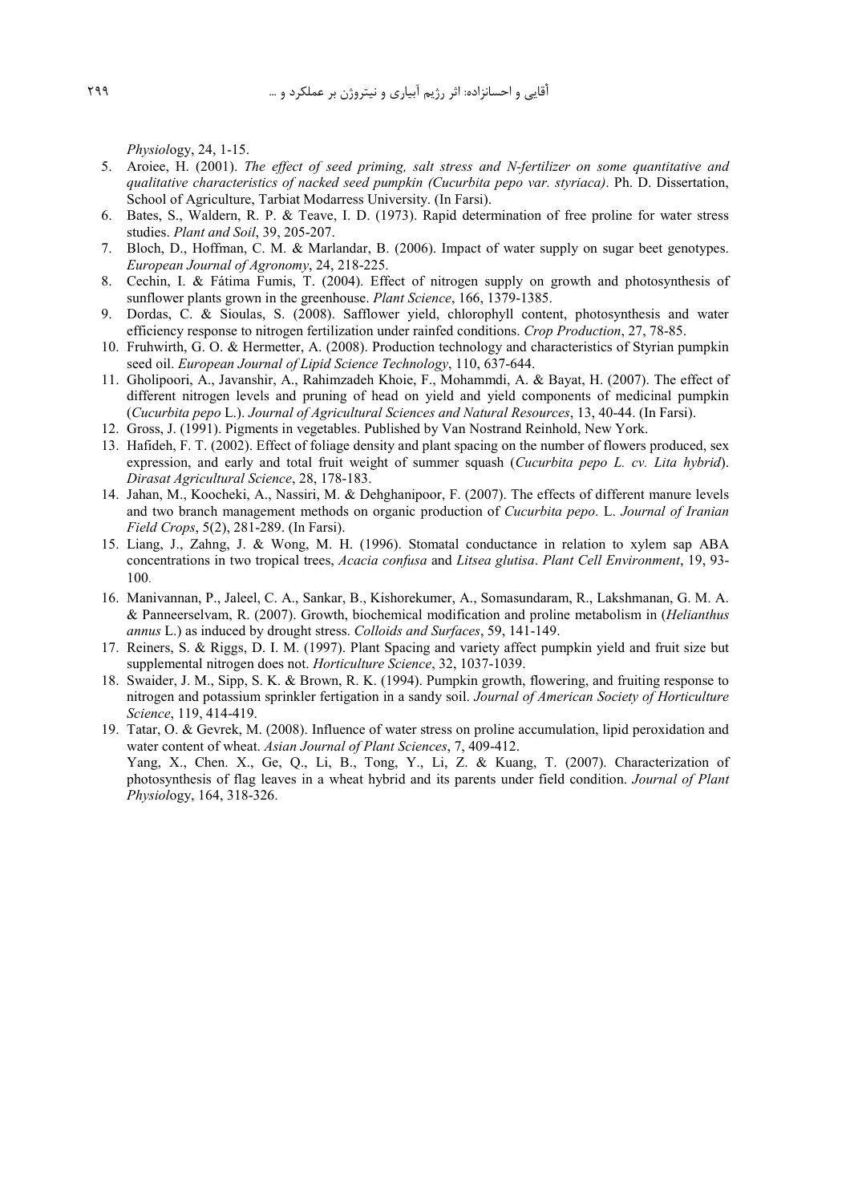*Physiology*, 24, 1-15.

5. Aroiee, H. (2001). *The effect of seed priming, salt stress and N-fertilizer on some quantitative and qualitative characteristics of nacked seed pumpkin (Cucurbita pepo var. styriaca)*. Ph. D. Dissertation, School of Agriculture, Tarbiat Modarress University. (In Farsi).
6. Bates, S., Waldern, R. P. & Teave, I. D. (1973). Rapid determination of free proline for water stress studies. *Plant and Soil*, 39, 205-207.
7. Bloch, D., Hoffman, C. M. & Marlandar, B. (2006). Impact of water supply on sugar beet genotypes. *European Journal of Agronomy*, 24, 218-225.
8. Cechin, I. & Fátima Fumis, T. (2004). Effect of nitrogen supply on growth and photosynthesis of sunflower plants grown in the greenhouse. *Plant Science*, 166, 1379-1385.
9. Dordas, C. & Sioulas, S. (2008). Safflower yield, chlorophyll content, photosynthesis and water efficiency response to nitrogen fertilization under rainfed conditions. *Crop Production*, 27, 78-85.
10. Fruhwirth, G. O. & Hermetter, A. (2008). Production technology and characteristics of Styrian pumpkin seed oil. *European Journal of Lipid Science Technology*, 110, 637-644.
11. Gholipoori, A., Javanshir, A., Rahimzadeh Khoie, F., Mohammdi, A. & Bayat, H. (2007). The effect of different nitrogen levels and pruning of head on yield and yield components of medicinal pumpkin (*Cucurbita pepo* L.). *Journal of Agricultural Sciences and Natural Resources*, 13, 40-44. (In Farsi).
12. Gross, J. (1991). Pigments in vegetables. Published by Van Nostrand Reinhold, New York.
13. Hafideh, F. T. (2002). Effect of foliage density and plant spacing on the number of flowers produced, sex expression, and early and total fruit weight of summer squash (*Cucurbita pepo L. cv. Lita hybrid*). *Dirasat Agricultural Science*, 28, 178-183.
14. Jahan, M., Koocheki, A., Nassiri, M. & Dehghanipoor, F. (2007). The effects of different manure levels and two branch management methods on organic production of *Cucurbita pepo*. L. *Journal of Iranian Field Crops*, 5(2), 281-289. (In Farsi).
15. Liang, J., Zahng, J. & Wong, M. H. (1996). Stomatal conductance in relation to xylem sap ABA concentrations in two tropical trees, *Acacia confusa* and *Litsea glutisa*. *Plant Cell Environment*, 19, 93-100.
16. Manivannan, P., Jaleel, C. A., Sankar, B., Kishorekumer, A., Somasundaram, R., Lakshmanan, G. M. A. & Panneerselvam, R. (2007). Growth, biochemical modification and proline metabolism in (*Helianthus annus* L.) as induced by drought stress. *Colloids and Surfaces*, 59, 141-149.
17. Reiners, S. & Riggs, D. I. M. (1997). Plant Spacing and variety affect pumpkin yield and fruit size but supplemental nitrogen does not. *Horticulture Science*, 32, 1037-1039.
18. Swaider, J. M., Sipp, S. K. & Brown, R. K. (1994). Pumpkin growth, flowering, and fruiting response to nitrogen and potassium sprinkler fertigation in a sandy soil. *Journal of American Society of Horticulture Science*, 119, 414-419.
19. Tatar, O. & Gevrek, M. (2008). Influence of water stress on proline accumulation, lipid peroxidation and water content of wheat. *Asian Journal of Plant Sciences*, 7, 409-412.

Yang, X., Chen. X., Ge, Q., Li, B., Tong, Y., Li, Z. & Kuang, T. (2007). Characterization of photosynthesis of flag leaves in a wheat hybrid and its parents under field condition. *Journal of Plant Physiology*, 164, 318-326.